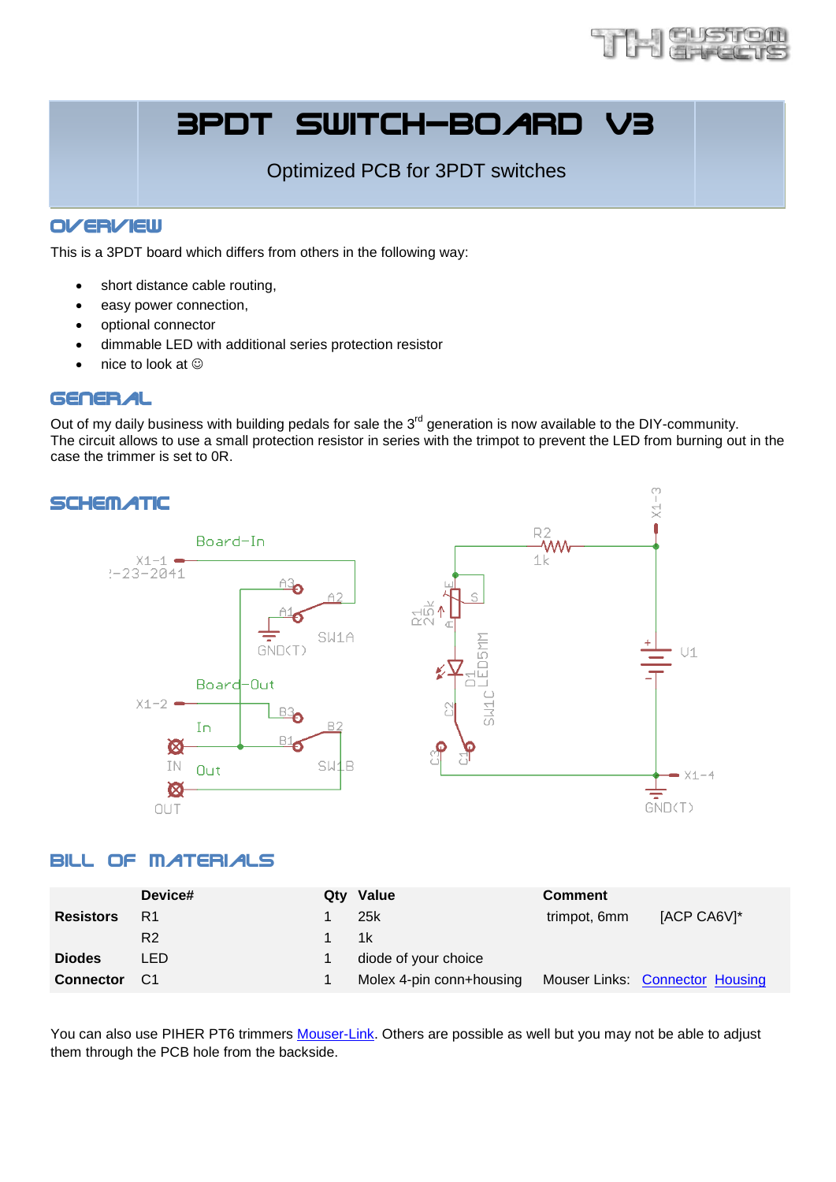# 3PDT SWITCH-BOARD V3

Optimized PCB for 3PDT switches

## OVERVIEW

This is a 3PDT board which differs from others in the following way:

- short distance cable routing,
- easy power connection,
- optional connector
- dimmable LED with additional series protection resistor
- nice to look at ☺

## GENERAL

Out of my daily business with building pedals for sale the 3rd generation is now available to the DIY-community. The circuit allows to use a small protection resistor in series with the trimpot to prevent the LED from burning out in the case the trimmer is set to 0R.

## SCHEMATIC

## BILL OF MATERIALS

| | Device# | Qty | Value | Comment |
|---|---|---|---|---|
| **Resistors** | R1 | 1 | 25k | trimpot, 6mm [ACP CA6V]* |
| | R2 | 1 | 1k | |
| **Diodes** | LED | 1 | diode of your choice | |
| **Connector** | C1 | 1 | Molex 4-pin conn+housing | Mouser Links: Connector Housing |

You can also use PIHER PT6 trimmers Mouser-Link. Others are possible as well but you may not be able to adjust them through the PCB hole from the backside.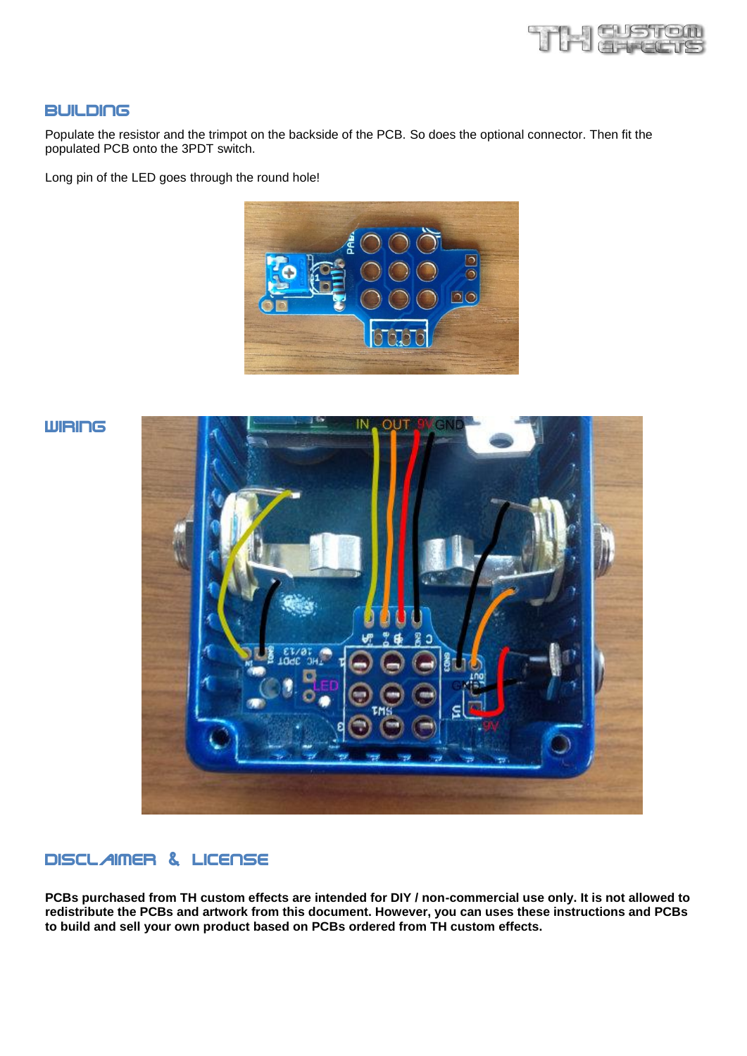## BUILDING

Populate the resistor and the trimpot on the backside of the PCB. So does the optional connector. Then fit the populated PCB onto the 3PDT switch.

Long pin of the LED goes through the round hole!

## WIRING

## DISCLAIMER & LICENSE

**PCBs purchased from TH custom effects are intended for DIY / non-commercial use only. It is not allowed to redistribute the PCBs and artwork from this document. However, you can uses these instructions and PCBs to build and sell your own product based on PCBs ordered from TH custom effects.**